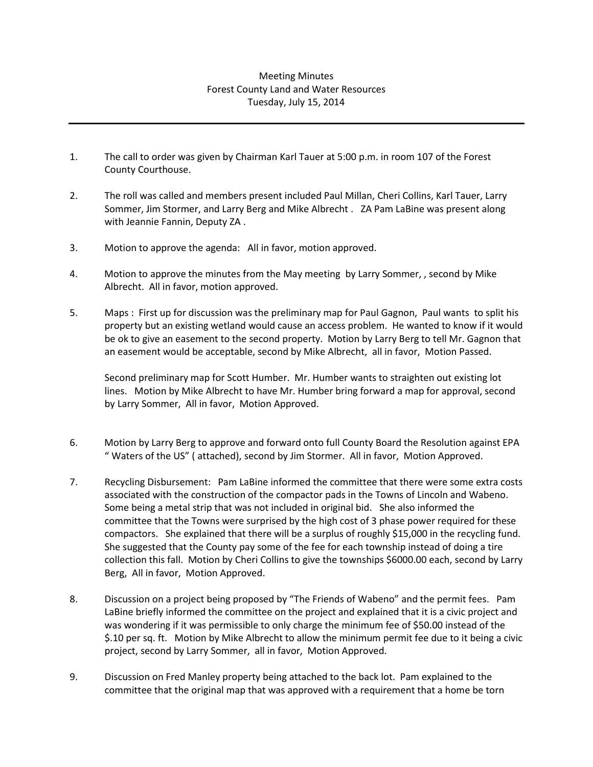Meeting Minutes
Forest County Land and Water Resources
Tuesday, July 15, 2014

---

1. The call to order was given by Chairman Karl Tauer at 5:00 p.m. in room 107 of the Forest County Courthouse.

2. The roll was called and members present included Paul Millan, Cheri Collins, Karl Tauer, Larry Sommer, Jim Stormer, and Larry Berg and Mike Albrecht . ZA Pam LaBine was present along with Jeannie Fannin, Deputy ZA .

3. Motion to approve the agenda: All in favor, motion approved.

4. Motion to approve the minutes from the May meeting by Larry Sommer, , second by Mike Albrecht. All in favor, motion approved.

5. Maps : First up for discussion was the preliminary map for Paul Gagnon, Paul wants to split his property but an existing wetland would cause an access problem. He wanted to know if it would be ok to give an easement to the second property. Motion by Larry Berg to tell Mr. Gagnon that an easement would be acceptable, second by Mike Albrecht, all in favor, Motion Passed.

   Second preliminary map for Scott Humber. Mr. Humber wants to straighten out existing lot lines. Motion by Mike Albrecht to have Mr. Humber bring forward a map for approval, second by Larry Sommer, All in favor, Motion Approved.

6. Motion by Larry Berg to approve and forward onto full County Board the Resolution against EPA " Waters of the US" ( attached), second by Jim Stormer. All in favor, Motion Approved.

7. Recycling Disbursement: Pam LaBine informed the committee that there were some extra costs associated with the construction of the compactor pads in the Towns of Lincoln and Wabeno. Some being a metal strip that was not included in original bid. She also informed the committee that the Towns were surprised by the high cost of 3 phase power required for these compactors. She explained that there will be a surplus of roughly $15,000 in the recycling fund. She suggested that the County pay some of the fee for each township instead of doing a tire collection this fall. Motion by Cheri Collins to give the townships $6000.00 each, second by Larry Berg, All in favor, Motion Approved.

8. Discussion on a project being proposed by "The Friends of Wabeno" and the permit fees. Pam LaBine briefly informed the committee on the project and explained that it is a civic project and was wondering if it was permissible to only charge the minimum fee of $50.00 instead of the $.10 per sq. ft. Motion by Mike Albrecht to allow the minimum permit fee due to it being a civic project, second by Larry Sommer, all in favor, Motion Approved.

9. Discussion on Fred Manley property being attached to the back lot. Pam explained to the committee that the original map that was approved with a requirement that a home be torn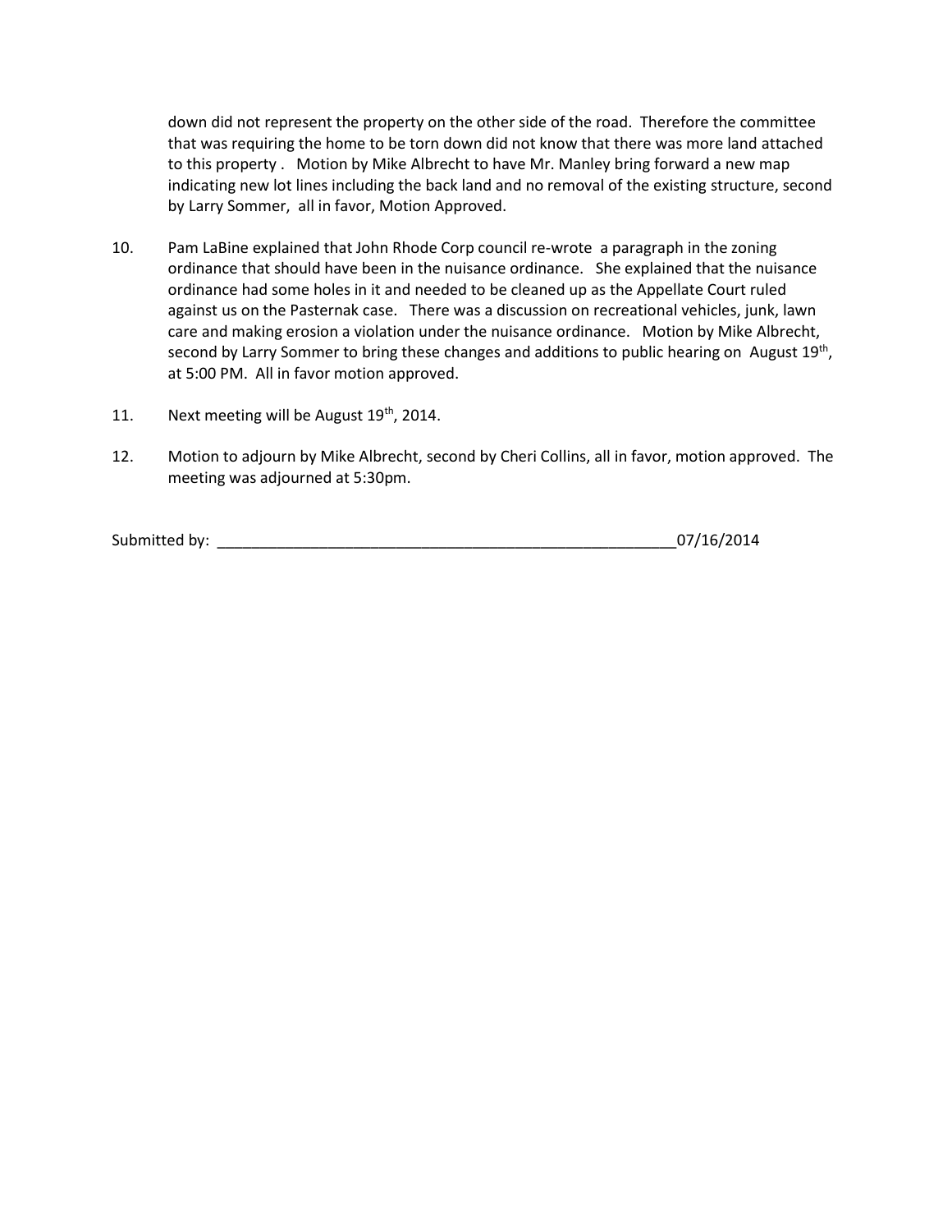down did not represent the property on the other side of the road. Therefore the committee that was requiring the home to be torn down did not know that there was more land attached to this property . Motion by Mike Albrecht to have Mr. Manley bring forward a new map indicating new lot lines including the back land and no removal of the existing structure, second by Larry Sommer, all in favor, Motion Approved.

10. Pam LaBine explained that John Rhode Corp council re-wrote a paragraph in the zoning ordinance that should have been in the nuisance ordinance. She explained that the nuisance ordinance had some holes in it and needed to be cleaned up as the Appellate Court ruled against us on the Pasternak case. There was a discussion on recreational vehicles, junk, lawn care and making erosion a violation under the nuisance ordinance. Motion by Mike Albrecht, second by Larry Sommer to bring these changes and additions to public hearing on August 19th, at 5:00 PM. All in favor motion approved.

11. Next meeting will be August 19th, 2014.

12. Motion to adjourn by Mike Albrecht, second by Cheri Collins, all in favor, motion approved. The meeting was adjourned at 5:30pm.

Submitted by: ________________________________________________________07/16/2014